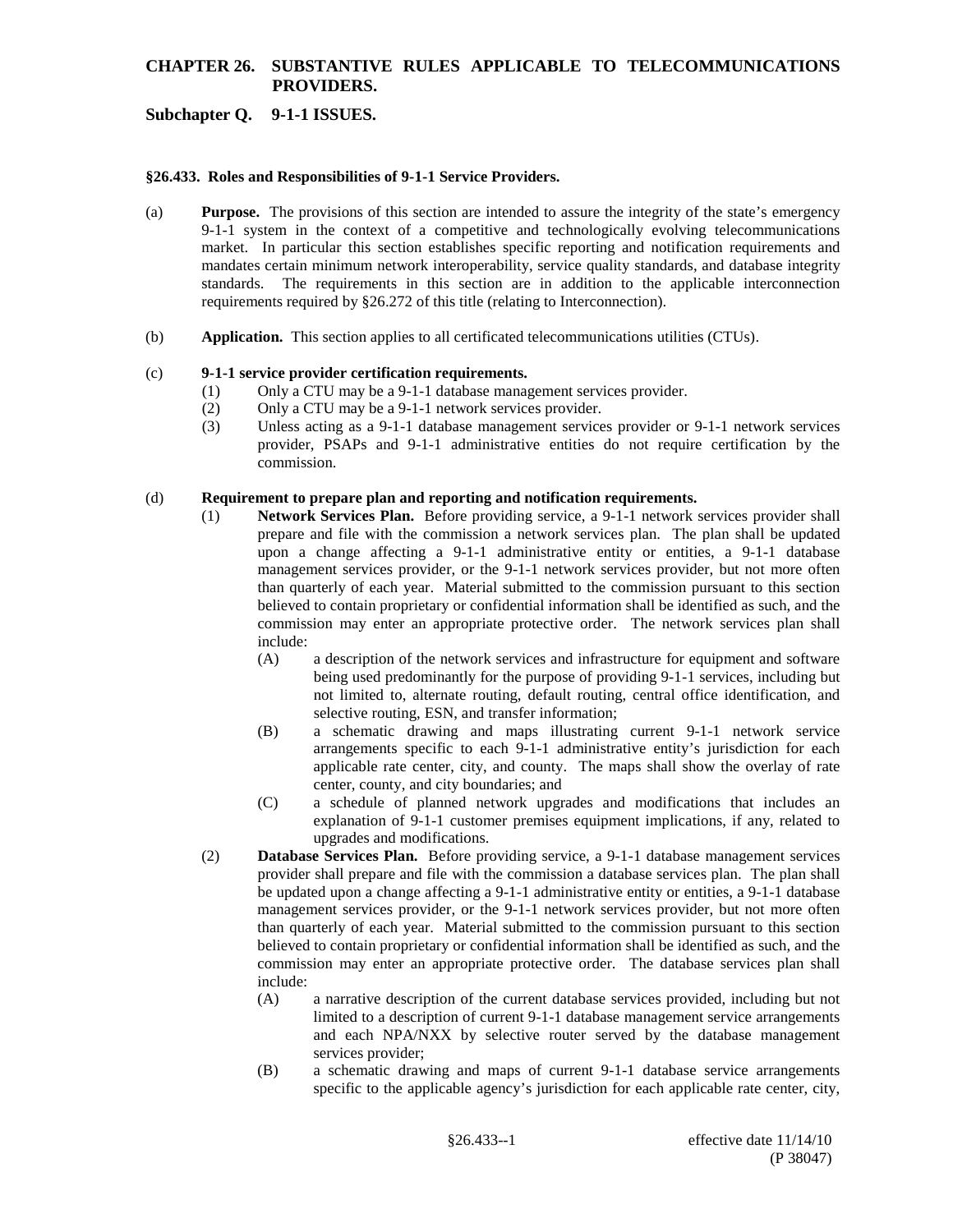# CHAPTER 26. SUBSTANTIVE RULES APPLICABLE TO TELECOMMUNICATIONS PROVIDERS.

## Subchapter Q. 9-1-1 ISSUES.

### §26.433. Roles and Responsibilities of 9-1-1 Service Providers.

(a) **Purpose.** The provisions of this section are intended to assure the integrity of the state's emergency 9-1-1 system in the context of a competitive and technologically evolving telecommunications market. In particular this section establishes specific reporting and notification requirements and mandates certain minimum network interoperability, service quality standards, and database integrity standards. The requirements in this section are in addition to the applicable interconnection requirements required by §26.272 of this title (relating to Interconnection).

(b) **Application.** This section applies to all certificated telecommunications utilities (CTUs).

(c) **9-1-1 service provider certification requirements.**

(1) Only a CTU may be a 9-1-1 database management services provider.

(2) Only a CTU may be a 9-1-1 network services provider.

(3) Unless acting as a 9-1-1 database management services provider or 9-1-1 network services provider, PSAPs and 9-1-1 administrative entities do not require certification by the commission.

(d) **Requirement to prepare plan and reporting and notification requirements.**

(1) **Network Services Plan.** Before providing service, a 9-1-1 network services provider shall prepare and file with the commission a network services plan. The plan shall be updated upon a change affecting a 9-1-1 administrative entity or entities, a 9-1-1 database management services provider, or the 9-1-1 network services provider, but not more often than quarterly of each year. Material submitted to the commission pursuant to this section believed to contain proprietary or confidential information shall be identified as such, and the commission may enter an appropriate protective order. The network services plan shall include:

(A) a description of the network services and infrastructure for equipment and software being used predominantly for the purpose of providing 9-1-1 services, including but not limited to, alternate routing, default routing, central office identification, and selective routing, ESN, and transfer information;

(B) a schematic drawing and maps illustrating current 9-1-1 network service arrangements specific to each 9-1-1 administrative entity's jurisdiction for each applicable rate center, city, and county. The maps shall show the overlay of rate center, county, and city boundaries; and

(C) a schedule of planned network upgrades and modifications that includes an explanation of 9-1-1 customer premises equipment implications, if any, related to upgrades and modifications.

(2) **Database Services Plan.** Before providing service, a 9-1-1 database management services provider shall prepare and file with the commission a database services plan. The plan shall be updated upon a change affecting a 9-1-1 administrative entity or entities, a 9-1-1 database management services provider, or the 9-1-1 network services provider, but not more often than quarterly of each year. Material submitted to the commission pursuant to this section believed to contain proprietary or confidential information shall be identified as such, and the commission may enter an appropriate protective order. The database services plan shall include:

(A) a narrative description of the current database services provided, including but not limited to a description of current 9-1-1 database management service arrangements and each NPA/NXX by selective router served by the database management services provider;

(B) a schematic drawing and maps of current 9-1-1 database service arrangements specific to the applicable agency's jurisdiction for each applicable rate center, city,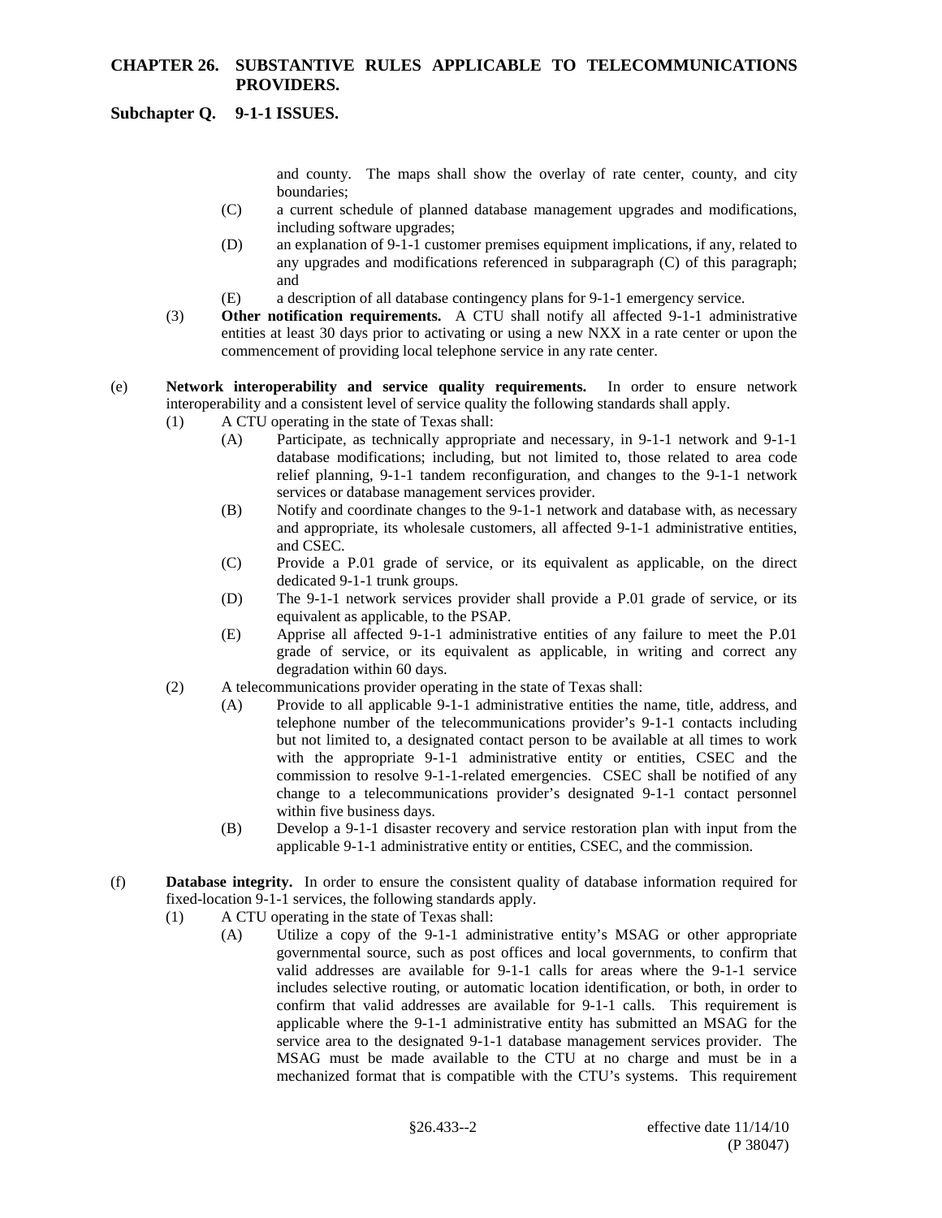and county. The maps shall show the overlay of rate center, county, and city boundaries;

(C) a current schedule of planned database management upgrades and modifications, including software upgrades;

(D) an explanation of 9-1-1 customer premises equipment implications, if any, related to any upgrades and modifications referenced in subparagraph (C) of this paragraph; and

(E) a description of all database contingency plans for 9-1-1 emergency service.

(3) **Other notification requirements.** A CTU shall notify all affected 9-1-1 administrative entities at least 30 days prior to activating or using a new NXX in a rate center or upon the commencement of providing local telephone service in any rate center.

(e) **Network interoperability and service quality requirements.** In order to ensure network interoperability and a consistent level of service quality the following standards shall apply.

(1) A CTU operating in the state of Texas shall:

(A) Participate, as technically appropriate and necessary, in 9-1-1 network and 9-1-1 database modifications; including, but not limited to, those related to area code relief planning, 9-1-1 tandem reconfiguration, and changes to the 9-1-1 network services or database management services provider.

(B) Notify and coordinate changes to the 9-1-1 network and database with, as necessary and appropriate, its wholesale customers, all affected 9-1-1 administrative entities, and CSEC.

(C) Provide a P.01 grade of service, or its equivalent as applicable, on the direct dedicated 9-1-1 trunk groups.

(D) The 9-1-1 network services provider shall provide a P.01 grade of service, or its equivalent as applicable, to the PSAP.

(E) Apprise all affected 9-1-1 administrative entities of any failure to meet the P.01 grade of service, or its equivalent as applicable, in writing and correct any degradation within 60 days.

(2) A telecommunications provider operating in the state of Texas shall:

(A) Provide to all applicable 9-1-1 administrative entities the name, title, address, and telephone number of the telecommunications provider's 9-1-1 contacts including but not limited to, a designated contact person to be available at all times to work with the appropriate 9-1-1 administrative entity or entities, CSEC and the commission to resolve 9-1-1-related emergencies. CSEC shall be notified of any change to a telecommunications provider's designated 9-1-1 contact personnel within five business days.

(B) Develop a 9-1-1 disaster recovery and service restoration plan with input from the applicable 9-1-1 administrative entity or entities, CSEC, and the commission.

(f) **Database integrity.** In order to ensure the consistent quality of database information required for fixed-location 9-1-1 services, the following standards apply.

(1) A CTU operating in the state of Texas shall:

(A) Utilize a copy of the 9-1-1 administrative entity's MSAG or other appropriate governmental source, such as post offices and local governments, to confirm that valid addresses are available for 9-1-1 calls for areas where the 9-1-1 service includes selective routing, or automatic location identification, or both, in order to confirm that valid addresses are available for 9-1-1 calls. This requirement is applicable where the 9-1-1 administrative entity has submitted an MSAG for the service area to the designated 9-1-1 database management services provider. The MSAG must be made available to the CTU at no charge and must be in a mechanized format that is compatible with the CTU's systems. This requirement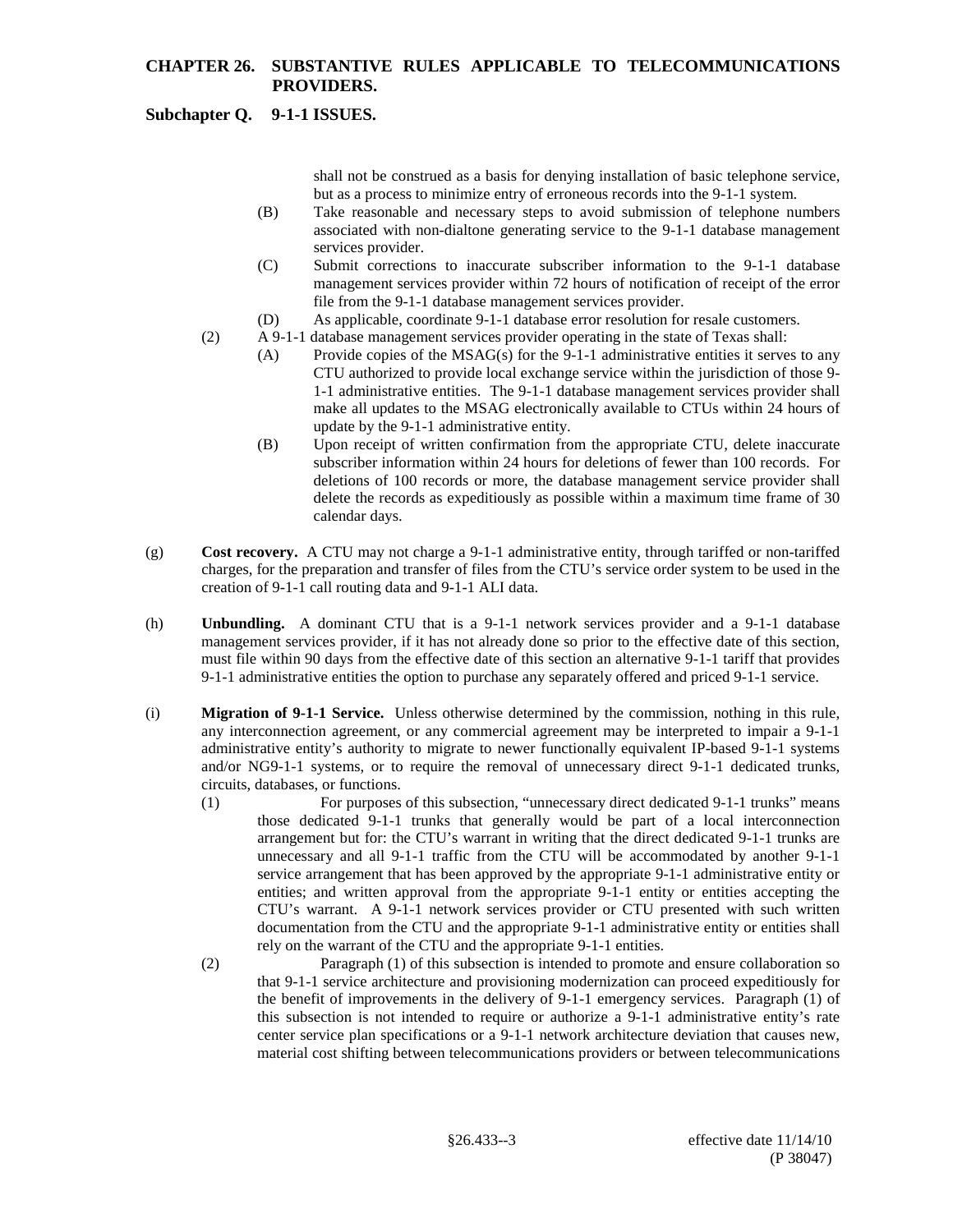shall not be construed as a basis for denying installation of basic telephone service, but as a process to minimize entry of erroneous records into the 9-1-1 system.

- (B) Take reasonable and necessary steps to avoid submission of telephone numbers associated with non-dialtone generating service to the 9-1-1 database management services provider.
- (C) Submit corrections to inaccurate subscriber information to the 9-1-1 database management services provider within 72 hours of notification of receipt of the error file from the 9-1-1 database management services provider.
- (D) As applicable, coordinate 9-1-1 database error resolution for resale customers.

(2) A 9-1-1 database management services provider operating in the state of Texas shall:

- (A) Provide copies of the MSAG(s) for the 9-1-1 administrative entities it serves to any CTU authorized to provide local exchange service within the jurisdiction of those 9-1-1 administrative entities. The 9-1-1 database management services provider shall make all updates to the MSAG electronically available to CTUs within 24 hours of update by the 9-1-1 administrative entity.
- (B) Upon receipt of written confirmation from the appropriate CTU, delete inaccurate subscriber information within 24 hours for deletions of fewer than 100 records. For deletions of 100 records or more, the database management service provider shall delete the records as expeditiously as possible within a maximum time frame of 30 calendar days.

(g) **Cost recovery.** A CTU may not charge a 9-1-1 administrative entity, through tariffed or non-tariffed charges, for the preparation and transfer of files from the CTU's service order system to be used in the creation of 9-1-1 call routing data and 9-1-1 ALI data.

(h) **Unbundling.** A dominant CTU that is a 9-1-1 network services provider and a 9-1-1 database management services provider, if it has not already done so prior to the effective date of this section, must file within 90 days from the effective date of this section an alternative 9-1-1 tariff that provides 9-1-1 administrative entities the option to purchase any separately offered and priced 9-1-1 service.

(i) **Migration of 9-1-1 Service.** Unless otherwise determined by the commission, nothing in this rule, any interconnection agreement, or any commercial agreement may be interpreted to impair a 9-1-1 administrative entity's authority to migrate to newer functionally equivalent IP-based 9-1-1 systems and/or NG9-1-1 systems, or to require the removal of unnecessary direct 9-1-1 dedicated trunks, circuits, databases, or functions.

(1) For purposes of this subsection, "unnecessary direct dedicated 9-1-1 trunks" means those dedicated 9-1-1 trunks that generally would be part of a local interconnection arrangement but for: the CTU's warrant in writing that the direct dedicated 9-1-1 trunks are unnecessary and all 9-1-1 traffic from the CTU will be accommodated by another 9-1-1 service arrangement that has been approved by the appropriate 9-1-1 administrative entity or entities; and written approval from the appropriate 9-1-1 entity or entities accepting the CTU's warrant. A 9-1-1 network services provider or CTU presented with such written documentation from the CTU and the appropriate 9-1-1 administrative entity or entities shall rely on the warrant of the CTU and the appropriate 9-1-1 entities.

(2) Paragraph (1) of this subsection is intended to promote and ensure collaboration so that 9-1-1 service architecture and provisioning modernization can proceed expeditiously for the benefit of improvements in the delivery of 9-1-1 emergency services. Paragraph (1) of this subsection is not intended to require or authorize a 9-1-1 administrative entity's rate center service plan specifications or a 9-1-1 network architecture deviation that causes new, material cost shifting between telecommunications providers or between telecommunications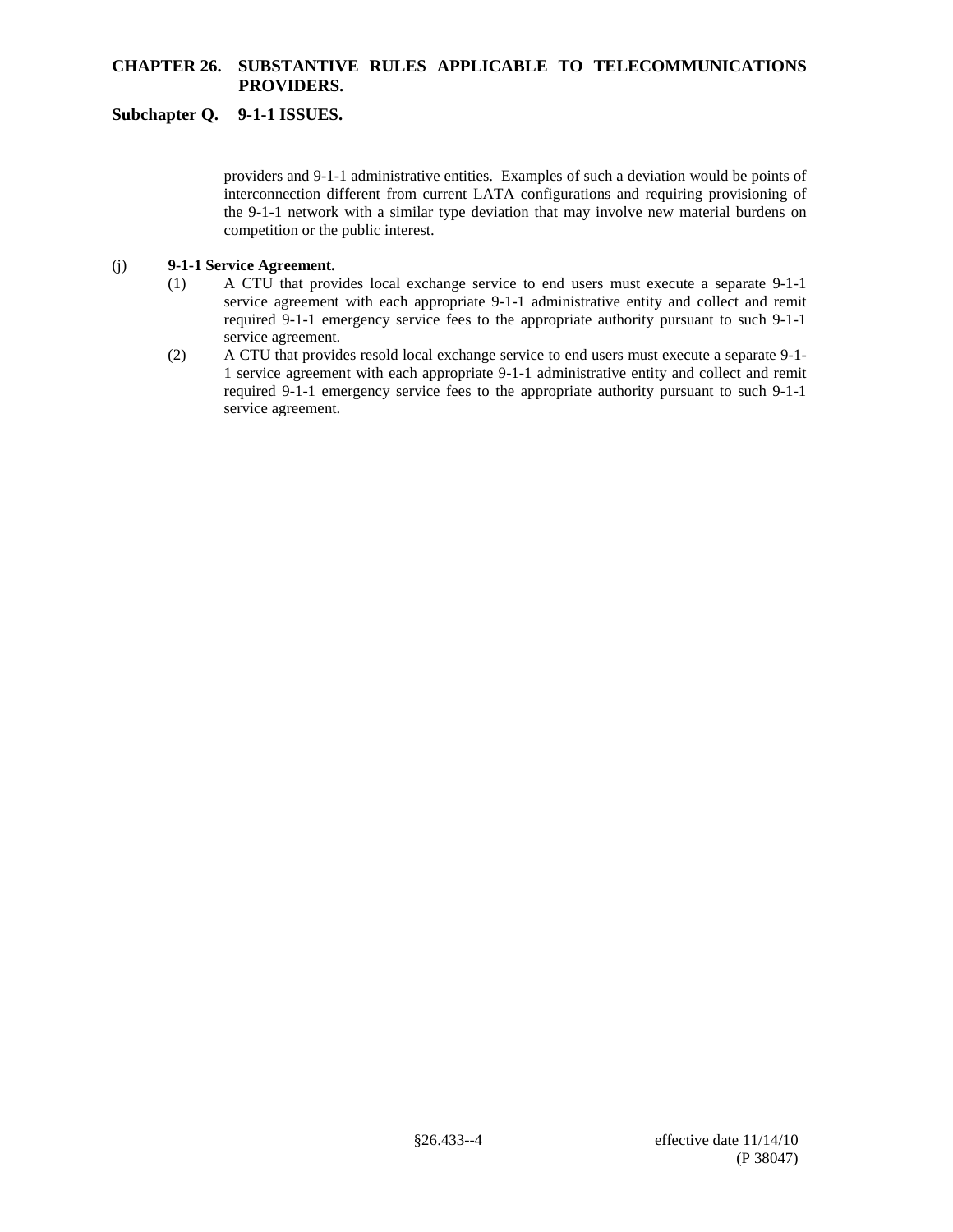providers and 9-1-1 administrative entities. Examples of such a deviation would be points of interconnection different from current LATA configurations and requiring provisioning of the 9-1-1 network with a similar type deviation that may involve new material burdens on competition or the public interest.

(j) **9-1-1 Service Agreement.**

(1) A CTU that provides local exchange service to end users must execute a separate 9-1-1 service agreement with each appropriate 9-1-1 administrative entity and collect and remit required 9-1-1 emergency service fees to the appropriate authority pursuant to such 9-1-1 service agreement.

(2) A CTU that provides resold local exchange service to end users must execute a separate 9-1-1 service agreement with each appropriate 9-1-1 administrative entity and collect and remit required 9-1-1 emergency service fees to the appropriate authority pursuant to such 9-1-1 service agreement.